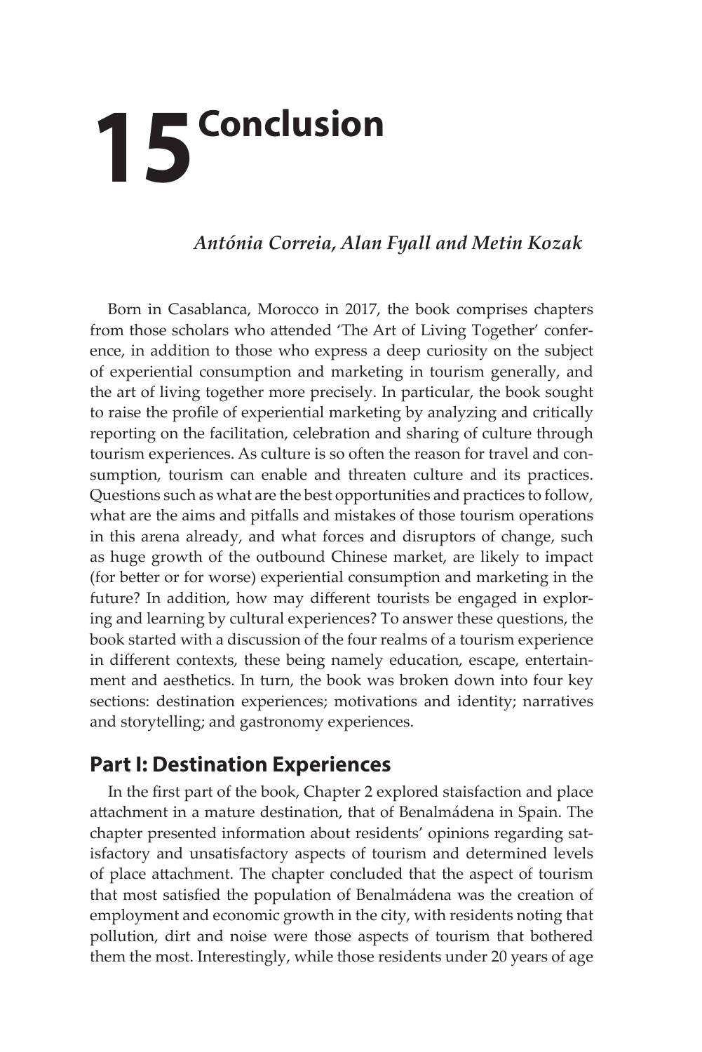# 15 Conclusion

*Antónia Correia, Alan Fyall and Metin Kozak*

Born in Casablanca, Morocco in 2017, the book comprises chapters from those scholars who attended 'The Art of Living Together' conference, in addition to those who express a deep curiosity on the subject of experiential consumption and marketing in tourism generally, and the art of living together more precisely. In particular, the book sought to raise the profile of experiential marketing by analyzing and critically reporting on the facilitation, celebration and sharing of culture through tourism experiences. As culture is so often the reason for travel and consumption, tourism can enable and threaten culture and its practices. Questions such as what are the best opportunities and practices to follow, what are the aims and pitfalls and mistakes of those tourism operations in this arena already, and what forces and disruptors of change, such as huge growth of the outbound Chinese market, are likely to impact (for better or for worse) experiential consumption and marketing in the future? In addition, how may different tourists be engaged in exploring and learning by cultural experiences? To answer these questions, the book started with a discussion of the four realms of a tourism experience in different contexts, these being namely education, escape, entertainment and aesthetics. In turn, the book was broken down into four key sections: destination experiences; motivations and identity; narratives and storytelling; and gastronomy experiences.

## Part I: Destination Experiences

In the first part of the book, Chapter 2 explored staisfaction and place attachment in a mature destination, that of Benalmádena in Spain. The chapter presented information about residents' opinions regarding satisfactory and unsatisfactory aspects of tourism and determined levels of place attachment. The chapter concluded that the aspect of tourism that most satisfied the population of Benalmádena was the creation of employment and economic growth in the city, with residents noting that pollution, dirt and noise were those aspects of tourism that bothered them the most. Interestingly, while those residents under 20 years of age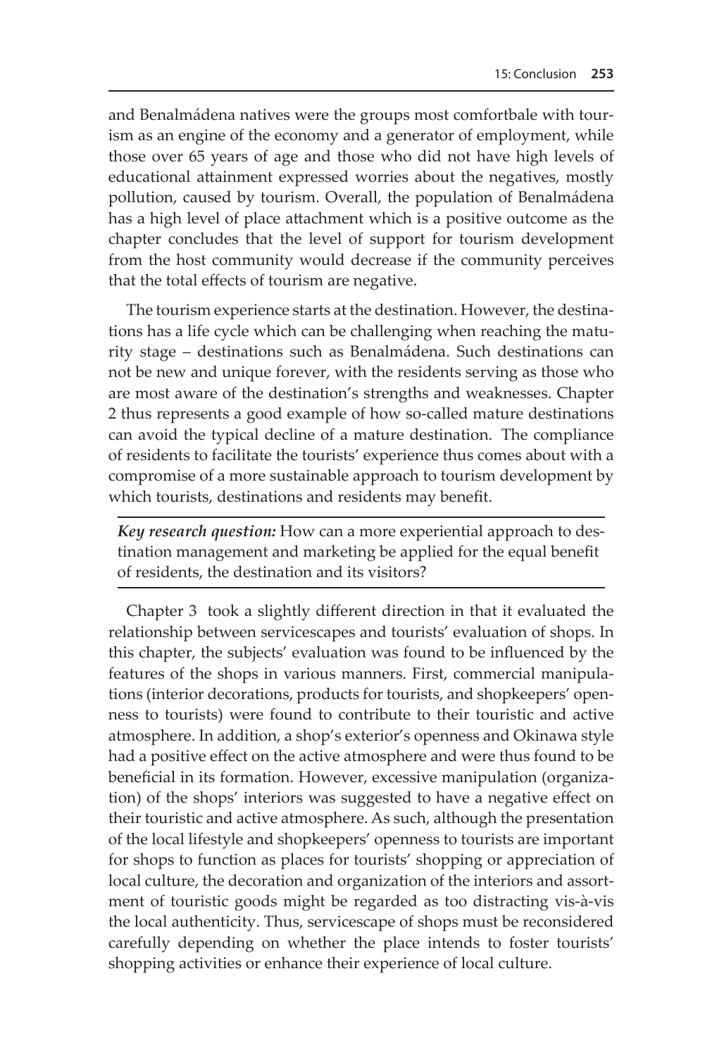and Benalmádena natives were the groups most comfortbale with tourism as an engine of the economy and a generator of employment, while those over 65 years of age and those who did not have high levels of educational attainment expressed worries about the negatives, mostly pollution, caused by tourism. Overall, the population of Benalmádena has a high level of place attachment which is a positive outcome as the chapter concludes that the level of support for tourism development from the host community would decrease if the community perceives that the total effects of tourism are negative.

The tourism experience starts at the destination. However, the destinations has a life cycle which can be challenging when reaching the maturity stage – destinations such as Benalmádena. Such destinations can not be new and unique forever, with the residents serving as those who are most aware of the destination's strengths and weaknesses. Chapter 2 thus represents a good example of how so-called mature destinations can avoid the typical decline of a mature destination. The compliance of residents to facilitate the tourists' experience thus comes about with a compromise of a more sustainable approach to tourism development by which tourists, destinations and residents may benefit.

---

***Key research question:*** How can a more experiential approach to destination management and marketing be applied for the equal benefit of residents, the destination and its visitors?

---

Chapter 3 took a slightly different direction in that it evaluated the relationship between servicescapes and tourists' evaluation of shops. In this chapter, the subjects' evaluation was found to be influenced by the features of the shops in various manners. First, commercial manipulations (interior decorations, products for tourists, and shopkeepers' openness to tourists) were found to contribute to their touristic and active atmosphere. In addition, a shop's exterior's openness and Okinawa style had a positive effect on the active atmosphere and were thus found to be beneficial in its formation. However, excessive manipulation (organization) of the shops' interiors was suggested to have a negative effect on their touristic and active atmosphere. As such, although the presentation of the local lifestyle and shopkeepers' openness to tourists are important for shops to function as places for tourists' shopping or appreciation of local culture, the decoration and organization of the interiors and assortment of touristic goods might be regarded as too distracting vis-à-vis the local authenticity. Thus, servicescape of shops must be reconsidered carefully depending on whether the place intends to foster tourists' shopping activities or enhance their experience of local culture.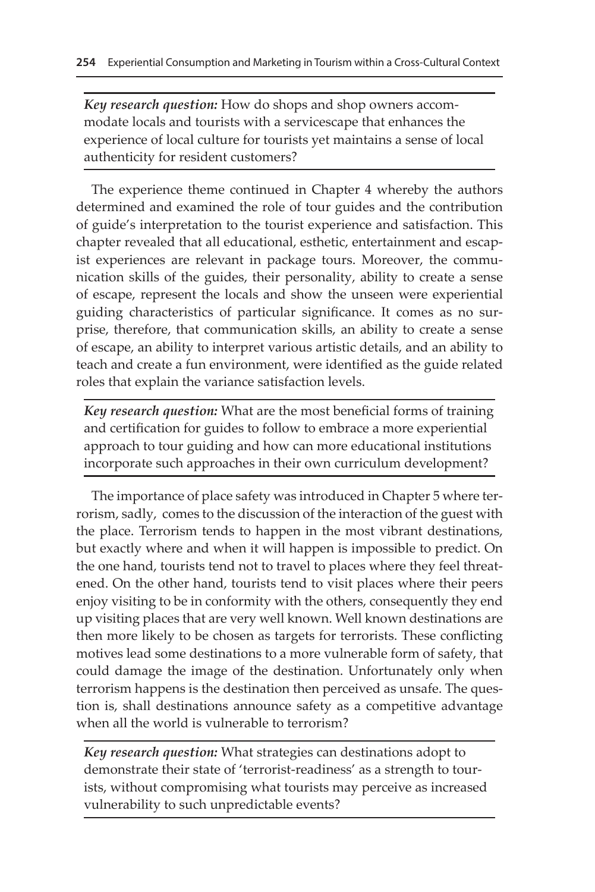***Key research question:*** How do shops and shop owners accommodate locals and tourists with a servicescape that enhances the experience of local culture for tourists yet maintains a sense of local authenticity for resident customers?

The experience theme continued in Chapter 4 whereby the authors determined and examined the role of tour guides and the contribution of guide's interpretation to the tourist experience and satisfaction. This chapter revealed that all educational, esthetic, entertainment and escapist experiences are relevant in package tours. Moreover, the communication skills of the guides, their personality, ability to create a sense of escape, represent the locals and show the unseen were experiential guiding characteristics of particular significance. It comes as no surprise, therefore, that communication skills, an ability to create a sense of escape, an ability to interpret various artistic details, and an ability to teach and create a fun environment, were identified as the guide related roles that explain the variance satisfaction levels.

***Key research question:*** What are the most beneficial forms of training and certification for guides to follow to embrace a more experiential approach to tour guiding and how can more educational institutions incorporate such approaches in their own curriculum development?

The importance of place safety was introduced in Chapter 5 where terrorism, sadly, comes to the discussion of the interaction of the guest with the place. Terrorism tends to happen in the most vibrant destinations, but exactly where and when it will happen is impossible to predict. On the one hand, tourists tend not to travel to places where they feel threatened. On the other hand, tourists tend to visit places where their peers enjoy visiting to be in conformity with the others, consequently they end up visiting places that are very well known. Well known destinations are then more likely to be chosen as targets for terrorists. These conflicting motives lead some destinations to a more vulnerable form of safety, that could damage the image of the destination. Unfortunately only when terrorism happens is the destination then perceived as unsafe. The question is, shall destinations announce safety as a competitive advantage when all the world is vulnerable to terrorism?

***Key research question:*** What strategies can destinations adopt to demonstrate their state of 'terrorist-readiness' as a strength to tourists, without compromising what tourists may perceive as increased vulnerability to such unpredictable events?